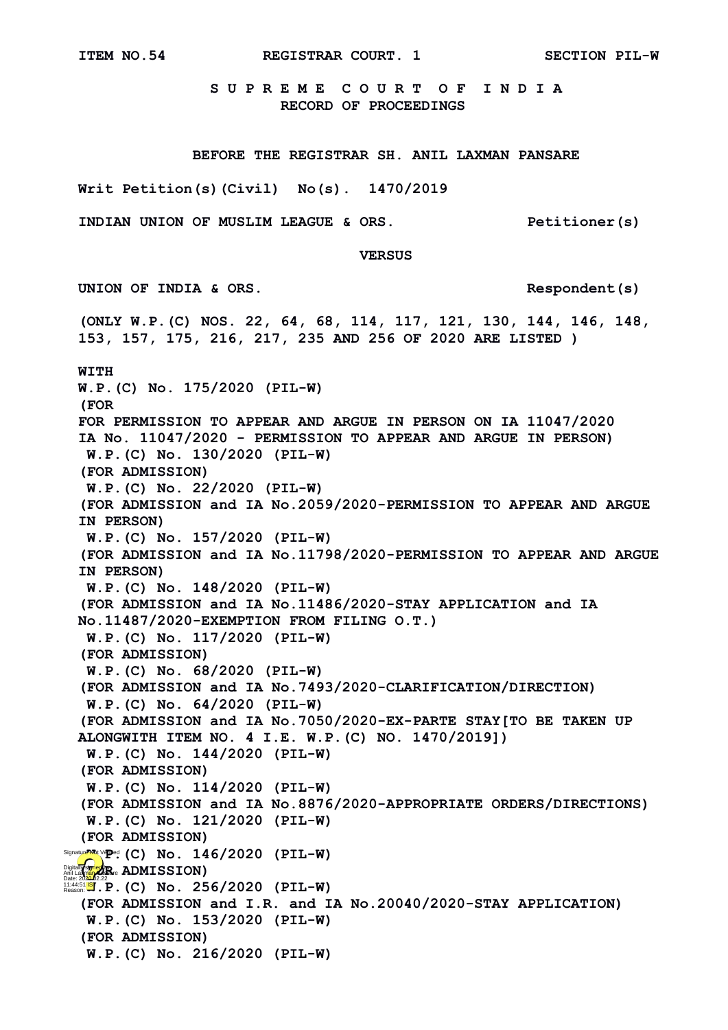**ITEM NO.54 REGISTRAR COURT. 1 SECTION PIL-W**

**S U P R E M E C O U R T O F I N D I A**
**RECORD OF PROCEEDINGS**

**BEFORE THE REGISTRAR SH. ANIL LAXMAN PANSARE**

**Writ Petition(s)(Civil) No(s). 1470/2019**

**INDIAN UNION OF MUSLIM LEAGUE & ORS. Petitioner(s)**

**VERSUS**

**UNION OF INDIA & ORS. Respondent(s)**

**(ONLY W.P.(C) NOS. 22, 64, 68, 114, 117, 121, 130, 144, 146, 148, 153, 157, 175, 216, 217, 235 AND 256 OF 2020 ARE LISTED )**

**WITH**
**W.P.(C) No. 175/2020 (PIL-W)**
**(FOR**
**FOR PERMISSION TO APPEAR AND ARGUE IN PERSON ON IA 11047/2020**
**IA No. 11047/2020 - PERMISSION TO APPEAR AND ARGUE IN PERSON)**
**W.P.(C) No. 130/2020 (PIL-W)**
**(FOR ADMISSION)**
**W.P.(C) No. 22/2020 (PIL-W)**
**(FOR ADMISSION and IA No.2059/2020-PERMISSION TO APPEAR AND ARGUE IN PERSON)**
**W.P.(C) No. 157/2020 (PIL-W)**
**(FOR ADMISSION and IA No.11798/2020-PERMISSION TO APPEAR AND ARGUE IN PERSON)**
**W.P.(C) No. 148/2020 (PIL-W)**
**(FOR ADMISSION and IA No.11486/2020-STAY APPLICATION and IA No.11487/2020-EXEMPTION FROM FILING O.T.)**
**W.P.(C) No. 117/2020 (PIL-W)**
**(FOR ADMISSION)**
**W.P.(C) No. 68/2020 (PIL-W)**
**(FOR ADMISSION and IA No.7493/2020-CLARIFICATION/DIRECTION)**
**W.P.(C) No. 64/2020 (PIL-W)**
**(FOR ADMISSION and IA No.7050/2020-EX-PARTE STAY[TO BE TAKEN UP ALONGWITH ITEM NO. 4 I.E. W.P.(C) NO. 1470/2019])**
**W.P.(C) No. 144/2020 (PIL-W)**
**(FOR ADMISSION)**
**W.P.(C) No. 114/2020 (PIL-W)**
**(FOR ADMISSION and IA No.8876/2020-APPROPRIATE ORDERS/DIRECTIONS)**
**W.P.(C) No. 121/2020 (PIL-W)**
**(FOR ADMISSION)**
**W.P.(C) No. 146/2020 (PIL-W)**
**(FOR ADMISSION)**
**W.P.(C) No. 256/2020 (PIL-W)**
**(FOR ADMISSION and I.R. and IA No.20040/2020-STAY APPLICATION)**
**W.P.(C) No. 153/2020 (PIL-W)**
**(FOR ADMISSION)**
**W.P.(C) No. 216/2020 (PIL-W)**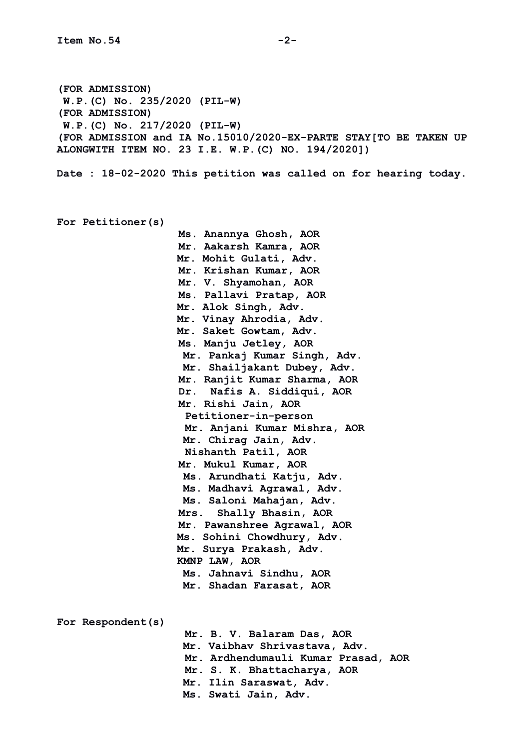Item No.54

(FOR ADMISSION)
W.P.(C) No. 235/2020 (PIL-W)
(FOR ADMISSION)
W.P.(C) No. 217/2020 (PIL-W)
(FOR ADMISSION and IA No.15010/2020-EX-PARTE STAY[TO BE TAKEN UP ALONGWITH ITEM NO. 23 I.E. W.P.(C) NO. 194/2020])

Date : 18-02-2020 This petition was called on for hearing today.

For Petitioner(s)

Ms. Anannya Ghosh, AOR
Mr. Aakarsh Kamra, AOR
Mr. Mohit Gulati, Adv.
Mr. Krishan Kumar, AOR
Mr. V. Shyamohan, AOR
Ms. Pallavi Pratap, AOR
Mr. Alok Singh, Adv.
Mr. Vinay Ahrodia, Adv.
Mr. Saket Gowtam, Adv.
Ms. Manju Jetley, AOR
Mr. Pankaj Kumar Singh, Adv.
Mr. Shailjakant Dubey, Adv.
Mr. Ranjit Kumar Sharma, AOR
Dr. Nafis A. Siddiqui, AOR
Mr. Rishi Jain, AOR
Petitioner-in-person
Mr. Anjani Kumar Mishra, AOR
Mr. Chirag Jain, Adv.
Nishanth Patil, AOR
Mr. Mukul Kumar, AOR
Ms. Arundhati Katju, Adv.
Ms. Madhavi Agrawal, Adv.
Ms. Saloni Mahajan, Adv.
Mrs. Shally Bhasin, AOR
Mr. Pawanshree Agrawal, AOR
Ms. Sohini Chowdhury, Adv.
Mr. Surya Prakash, Adv.
KMNP LAW, AOR
Ms. Jahnavi Sindhu, AOR
Mr. Shadan Farasat, AOR

For Respondent(s)

Mr. B. V. Balaram Das, AOR
Mr. Vaibhav Shrivastava, Adv.
Mr. Ardhendumauli Kumar Prasad, AOR
Mr. S. K. Bhattacharya, AOR
Mr. Ilin Saraswat, Adv.
Ms. Swati Jain, Adv.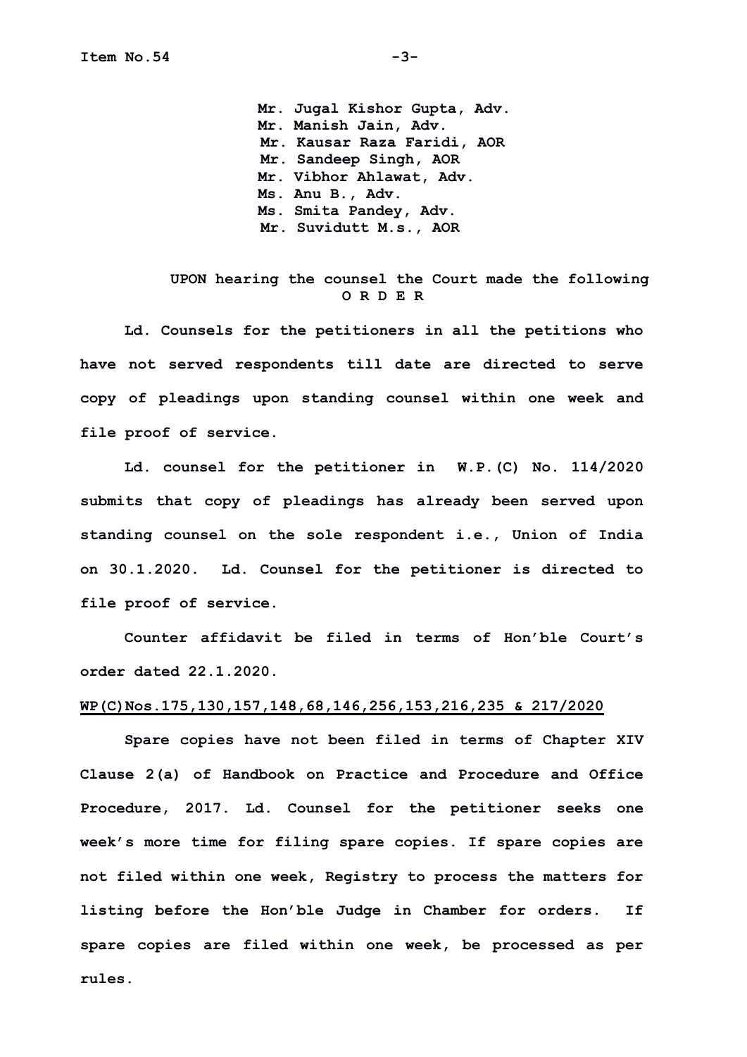Mr. Jugal Kishor Gupta, Adv.
Mr. Manish Jain, Adv.
Mr. Kausar Raza Faridi, AOR
Mr. Sandeep Singh, AOR
Mr. Vibhor Ahlawat, Adv.
Ms. Anu B., Adv.
Ms. Smita Pandey, Adv.
Mr. Suvidutt M.s., AOR

**UPON hearing the counsel the Court made the following**
**O R D E R**

Ld. Counsels for the petitioners in all the petitions who have not served respondents till date are directed to serve copy of pleadings upon standing counsel within one week and file proof of service.

Ld. counsel for the petitioner in W.P.(C) No. 114/2020 submits that copy of pleadings has already been served upon standing counsel on the sole respondent i.e., Union of India on 30.1.2020. Ld. Counsel for the petitioner is directed to file proof of service.

Counter affidavit be filed in terms of Hon'ble Court's order dated 22.1.2020.

**WP(C)Nos.175,130,157,148,68,146,256,153,216,235 & 217/2020**

Spare copies have not been filed in terms of Chapter XIV Clause 2(a) of Handbook on Practice and Procedure and Office Procedure, 2017. Ld. Counsel for the petitioner seeks one week's more time for filing spare copies. If spare copies are not filed within one week, Registry to process the matters for listing before the Hon'ble Judge in Chamber for orders. If spare copies are filed within one week, be processed as per rules.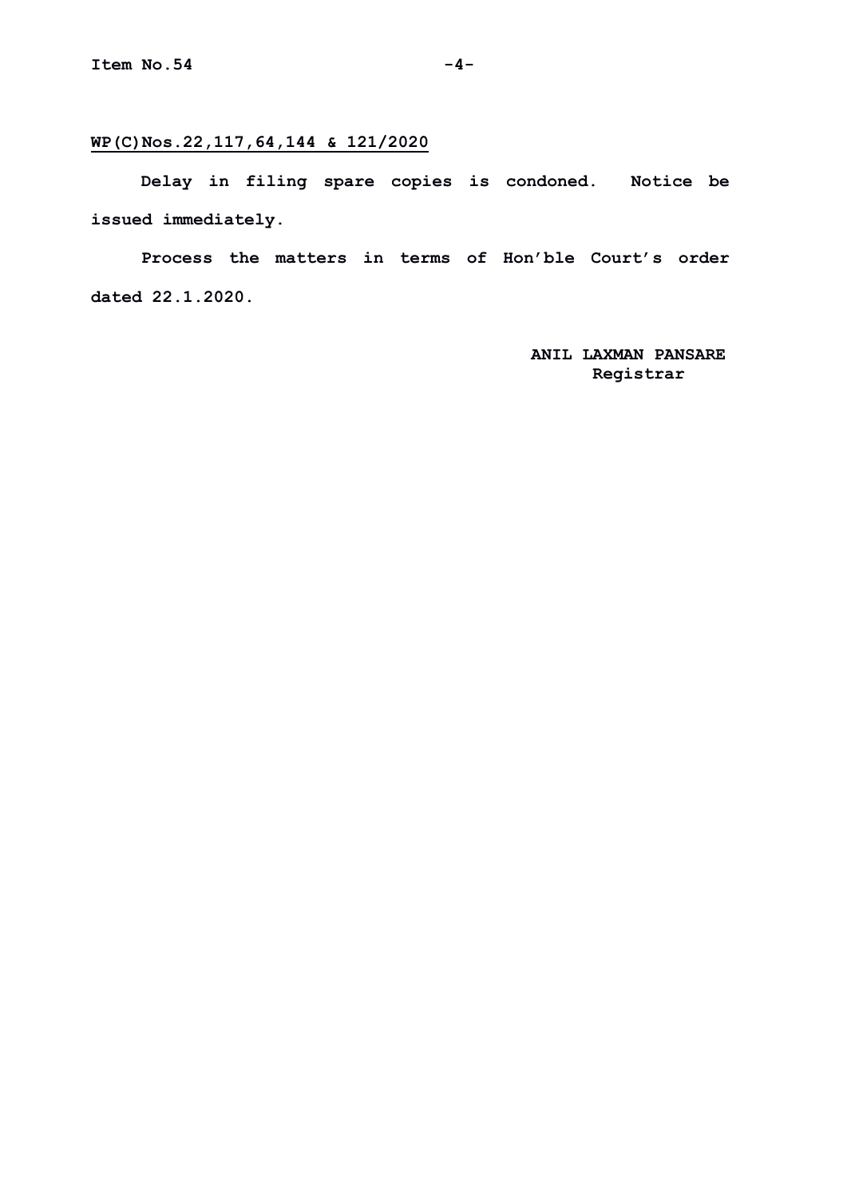**Item No.54**

**<u>WP(C)Nos.22,117,64,144 & 121/2020</u>**

**Delay in filing spare copies is condoned. Notice be issued immediately.**

**Process the matters in terms of Hon'ble Court's order dated 22.1.2020.**

**ANIL LAXMAN PANSARE**
**Registrar**